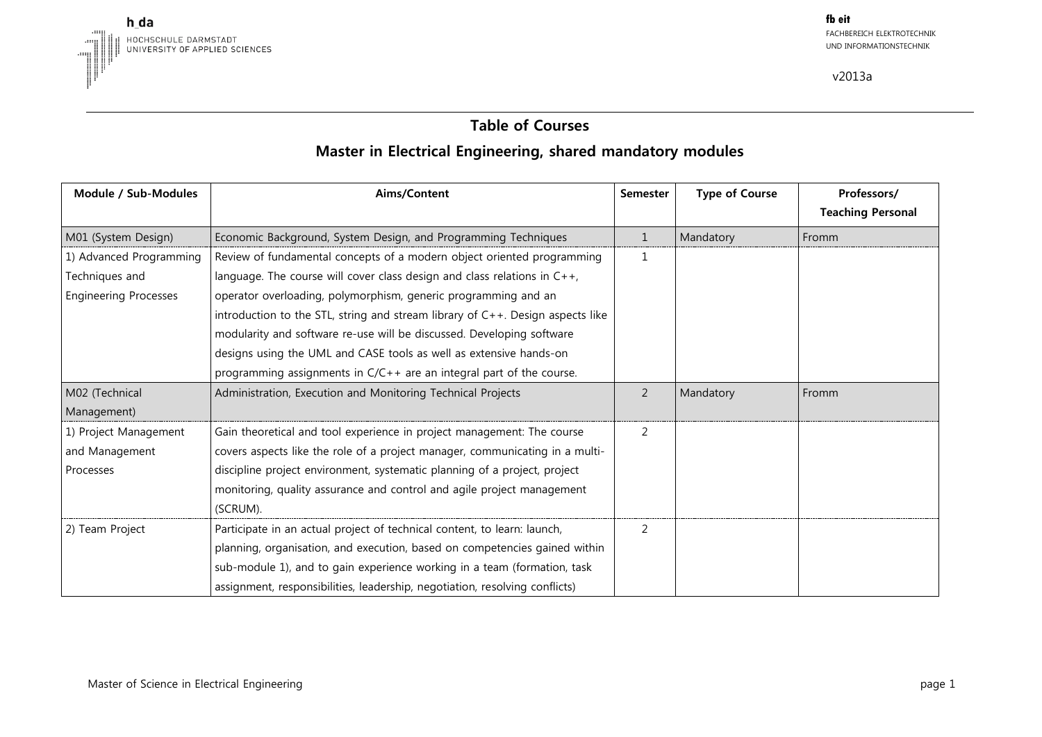h_da
HOCHSCHULE DARMSTADT
UNIVERSITY OF APPLIED SCIENCES

**fb eit**
FACHBEREICH ELEKTROTECHNIK
UND INFORMATIONSTECHNIK

v2013a

## Table of Courses

## Master in Electrical Engineering, shared mandatory modules

| Module / Sub-Modules | Aims/Content | Semester | Type of Course | Professors/ Teaching Personal |
|---|---|---|---|---|
| M01 (System Design) | Economic Background, System Design, and Programming Techniques | 1 | Mandatory | Fromm |
| 1) Advanced Programming Techniques and Engineering Processes | Review of fundamental concepts of a modern object oriented programming language. The course will cover class design and class relations in C++, operator overloading, polymorphism, generic programming and an introduction to the STL, string and stream library of C++. Design aspects like modularity and software re-use will be discussed. Developing software designs using the UML and CASE tools as well as extensive hands-on programming assignments in C/C++ are an integral part of the course. | 1 | | |
| M02 (Technical Management) | Administration, Execution and Monitoring Technical Projects | 2 | Mandatory | Fromm |
| 1) Project Management and Management Processes | Gain theoretical and tool experience in project management: The course covers aspects like the role of a project manager, communicating in a multi-discipline project environment, systematic planning of a project, project monitoring, quality assurance and control and agile project management (SCRUM). | 2 | | |
| 2) Team Project | Participate in an actual project of technical content, to learn: launch, planning, organisation, and execution, based on competencies gained within sub-module 1), and to gain experience working in a team (formation, task assignment, responsibilities, leadership, negotiation, resolving conflicts) | 2 | | |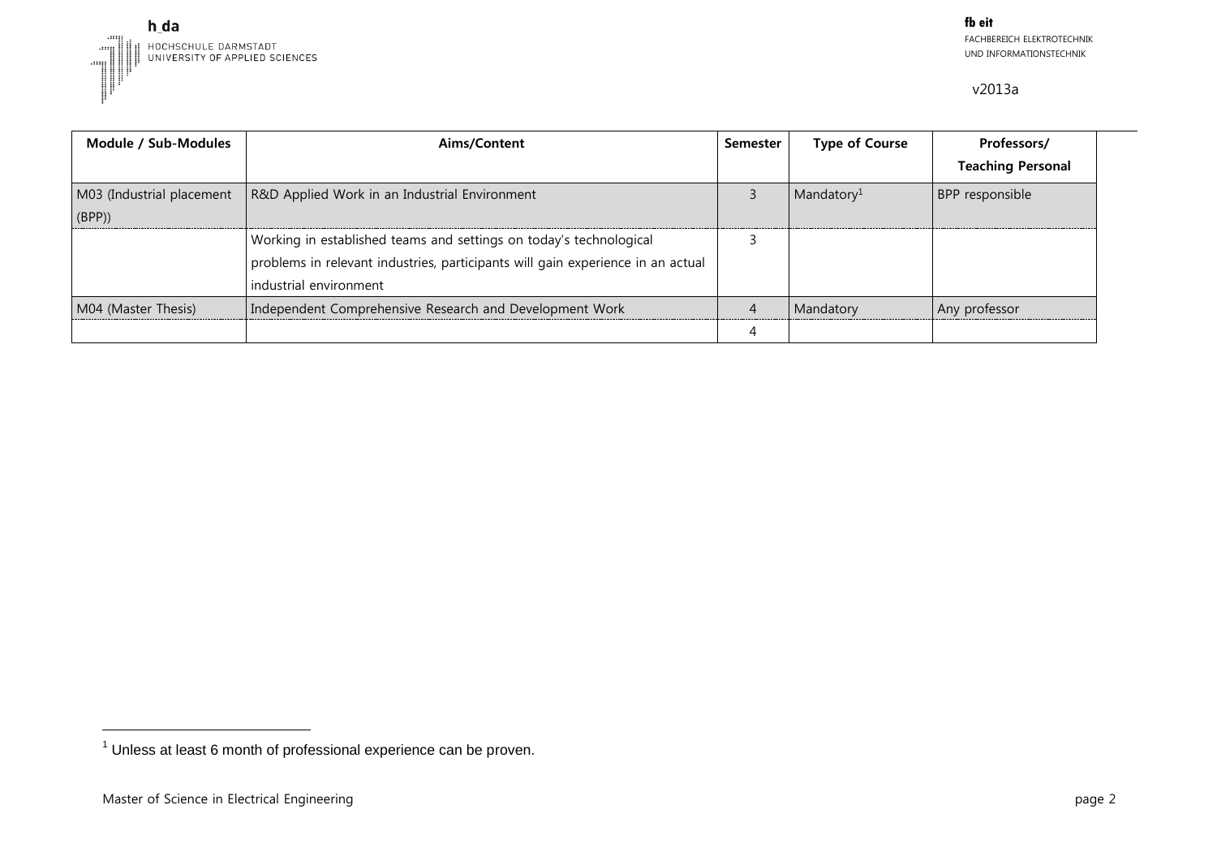| Module / Sub-Modules | Aims/Content | Semester | Type of Course | Professors/ Teaching Personal |
| --- | --- | --- | --- | --- |
| M03 (Industrial placement (BPP)) | R&D Applied Work in an Industrial Environment | 3 | Mandatory[1] | BPP responsible |
| | Working in established teams and settings on today's technological problems in relevant industries, participants will gain experience in an actual industrial environment | 3 | | |
| M04 (Master Thesis) | Independent Comprehensive Research and Development Work | 4 | Mandatory | Any professor |
| | | 4 | | |

[1] Unless at least 6 month of professional experience can be proven.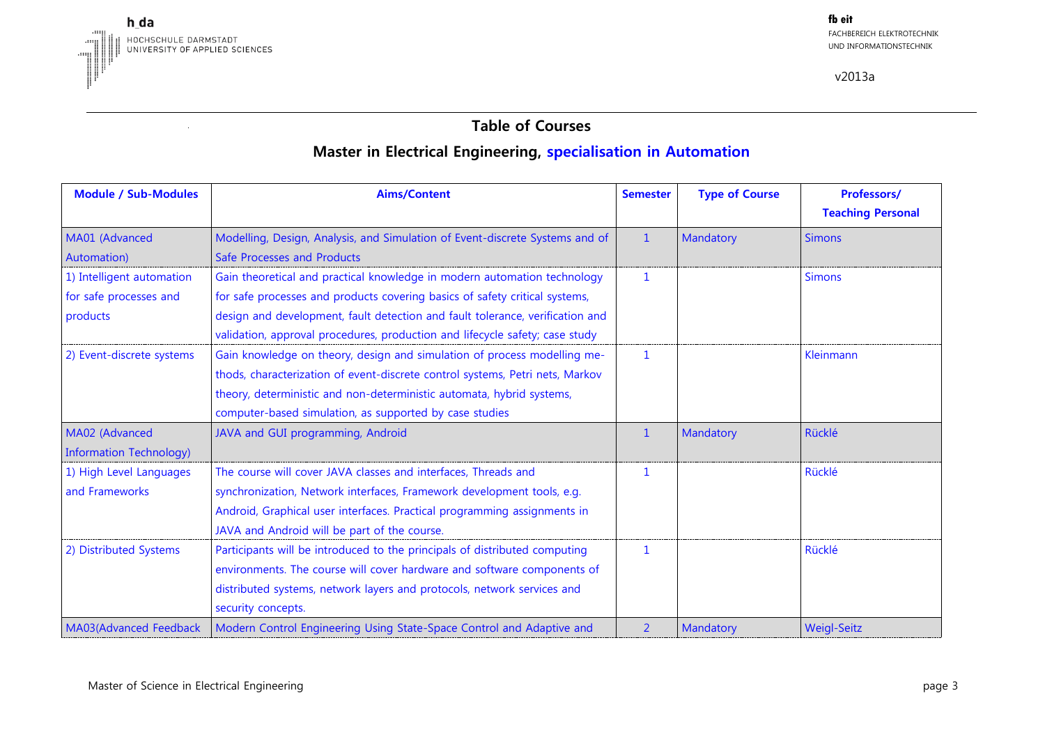v2013a

## Table of Courses

## Master in Electrical Engineering, specialisation in Automation

| Module / Sub-Modules | Aims/Content | Semester | Type of Course | Professors/ Teaching Personal |
|---|---|---|---|---|
| MA01 (Advanced Automation) | Modelling, Design, Analysis, and Simulation of Event-discrete Systems and of Safe Processes and Products | 1 | Mandatory | Simons |
| 1) Intelligent automation for safe processes and products | Gain theoretical and practical knowledge in modern automation technology for safe processes and products covering basics of safety critical systems, design and development, fault detection and fault tolerance, verification and validation, approval procedures, production and lifecycle safety; case study | 1 | | Simons |
| 2) Event-discrete systems | Gain knowledge on theory, design and simulation of process modelling methods, characterization of event-discrete control systems, Petri nets, Markov theory, deterministic and non-deterministic automata, hybrid systems, computer-based simulation, as supported by case studies | 1 | | Kleinmann |
| MA02 (Advanced Information Technology) | JAVA and GUI programming, Android | 1 | Mandatory | Rücklé |
| 1) High Level Languages and Frameworks | The course will cover JAVA classes and interfaces, Threads and synchronization, Network interfaces, Framework development tools, e.g. Android, Graphical user interfaces. Practical programming assignments in JAVA and Android will be part of the course. | 1 | | Rücklé |
| 2) Distributed Systems | Participants will be introduced to the principals of distributed computing environments. The course will cover hardware and software components of distributed systems, network layers and protocols, network services and security concepts. | 1 | | Rücklé |
| MA03(Advanced Feedback | Modern Control Engineering Using State-Space Control and Adaptive and | 2 | Mandatory | Weigl-Seitz |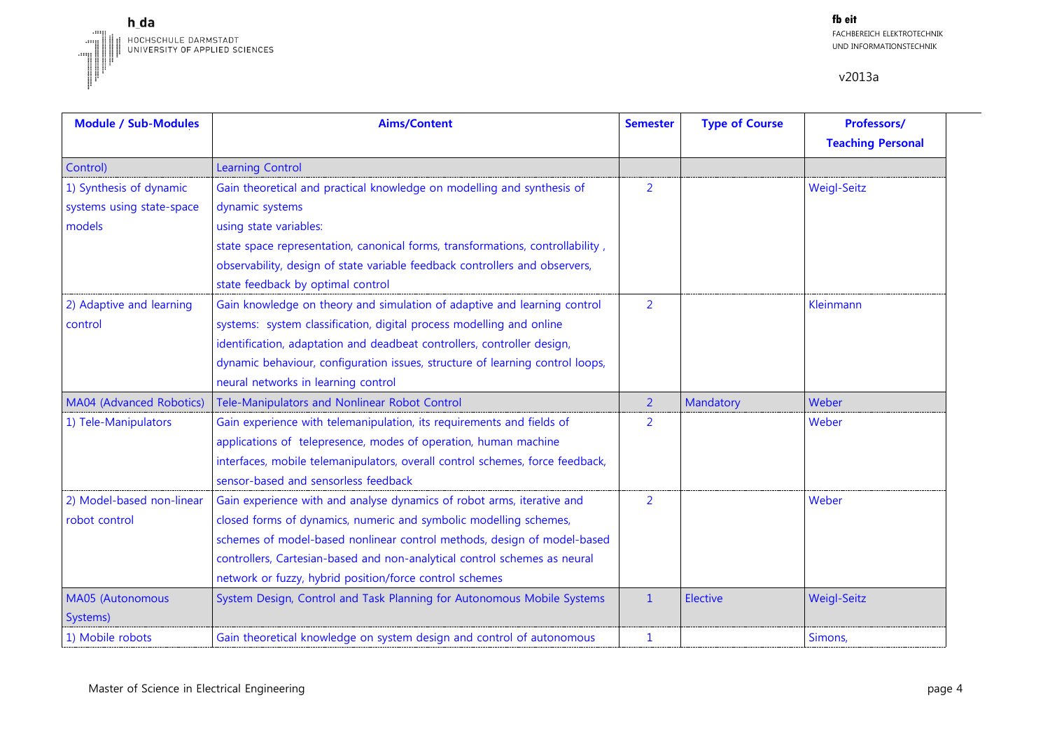| Module / Sub-Modules | Aims/Content | Semester | Type of Course | Professors/ Teaching Personal |
|---|---|---|---|---|
| Control) | Learning Control | | | |
| 1) Synthesis of dynamic systems using state-space models | Gain theoretical and practical knowledge on modelling and synthesis of dynamic systems using state variables: state space representation, canonical forms, transformations, controllability , observability, design of state variable feedback controllers and observers, state feedback by optimal control | 2 | | Weigl-Seitz |
| 2) Adaptive and learning control | Gain knowledge on theory and simulation of adaptive and learning control systems: system classification, digital process modelling and online identification, adaptation and deadbeat controllers, controller design, dynamic behaviour, configuration issues, structure of learning control loops, neural networks in learning control | 2 | | Kleinmann |
| MA04 (Advanced Robotics) | Tele-Manipulators and Nonlinear Robot Control | 2 | Mandatory | Weber |
| 1) Tele-Manipulators | Gain experience with telemanipulation, its requirements and fields of applications of telepresence, modes of operation, human machine interfaces, mobile telemanipulators, overall control schemes, force feedback, sensor-based and sensorless feedback | 2 | | Weber |
| 2) Model-based non-linear robot control | Gain experience with and analyse dynamics of robot arms, iterative and closed forms of dynamics, numeric and symbolic modelling schemes, schemes of model-based nonlinear control methods, design of model-based controllers, Cartesian-based and non-analytical control schemes as neural network or fuzzy, hybrid position/force control schemes | 2 | | Weber |
| MA05 (Autonomous Systems) | System Design, Control and Task Planning for Autonomous Mobile Systems | 1 | Elective | Weigl-Seitz |
| 1) Mobile robots | Gain theoretical knowledge on system design and control of autonomous | 1 | | Simons, |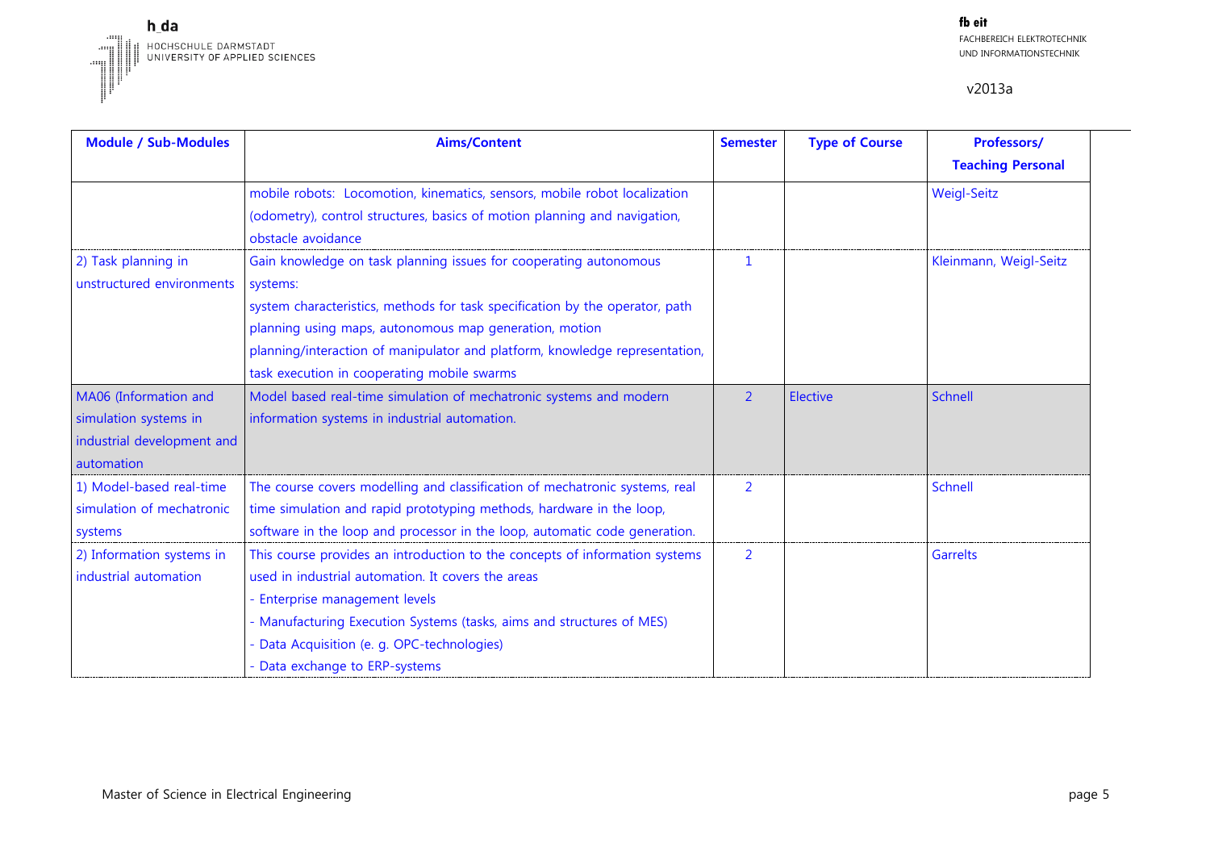| Module / Sub-Modules | Aims/Content | Semester | Type of Course | Professors/ Teaching Personal |
|---|---|---|---|---|
| | mobile robots: Locomotion, kinematics, sensors, mobile robot localization (odometry), control structures, basics of motion planning and navigation, obstacle avoidance | | | Weigl-Seitz |
| 2) Task planning in unstructured environments | Gain knowledge on task planning issues for cooperating autonomous systems: system characteristics, methods for task specification by the operator, path planning using maps, autonomous map generation, motion planning/interaction of manipulator and platform, knowledge representation, task execution in cooperating mobile swarms | 1 | | Kleinmann, Weigl-Seitz |
| MA06 (Information and simulation systems in industrial development and automation | Model based real-time simulation of mechatronic systems and modern information systems in industrial automation. | 2 | Elective | Schnell |
| 1) Model-based real-time simulation of mechatronic systems | The course covers modelling and classification of mechatronic systems, real time simulation and rapid prototyping methods, hardware in the loop, software in the loop and processor in the loop, automatic code generation. | 2 | | Schnell |
| 2) Information systems in industrial automation | This course provides an introduction to the concepts of information systems used in industrial automation. It covers the areas<br>- Enterprise management levels<br>- Manufacturing Execution Systems (tasks, aims and structures of MES)<br>- Data Acquisition (e. g. OPC-technologies)<br>- Data exchange to ERP-systems | 2 | | Garrelts |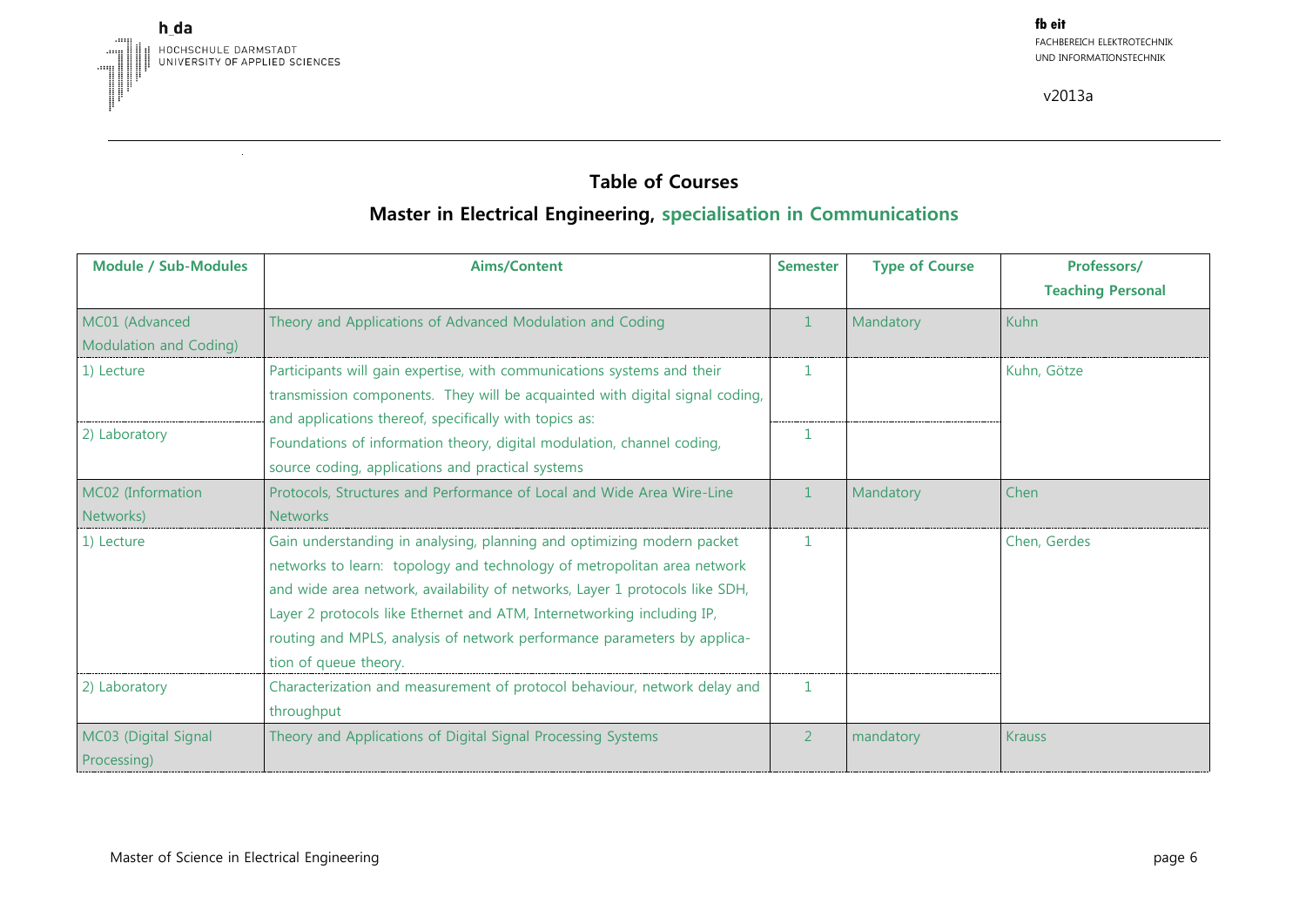## Table of Courses

## Master in Electrical Engineering, specialisation in Communications

| Module / Sub-Modules | Aims/Content | Semester | Type of Course | Professors/ Teaching Personal |
|---|---|---|---|---|
| MC01 (Advanced Modulation and Coding) | Theory and Applications of Advanced Modulation and Coding | 1 | Mandatory | Kuhn |
| 1) Lecture | Participants will gain expertise, with communications systems and their transmission components. They will be acquainted with digital signal coding, and applications thereof, specifically with topics as: Foundations of information theory, digital modulation, channel coding, source coding, applications and practical systems | 1 | | Kuhn, Götze |
| 2) Laboratory | | 1 | | |
| MC02 (Information Networks) | Protocols, Structures and Performance of Local and Wide Area Wire-Line Networks | 1 | Mandatory | Chen |
| 1) Lecture | Gain understanding in analysing, planning and optimizing modern packet networks to learn: topology and technology of metropolitan area network and wide area network, availability of networks, Layer 1 protocols like SDH, Layer 2 protocols like Ethernet and ATM, Internetworking including IP, routing and MPLS, analysis of network performance parameters by application of queue theory. | 1 | | Chen, Gerdes |
| 2) Laboratory | Characterization and measurement of protocol behaviour, network delay and throughput | 1 | | |
| MC03 (Digital Signal Processing) | Theory and Applications of Digital Signal Processing Systems | 2 | mandatory | Krauss |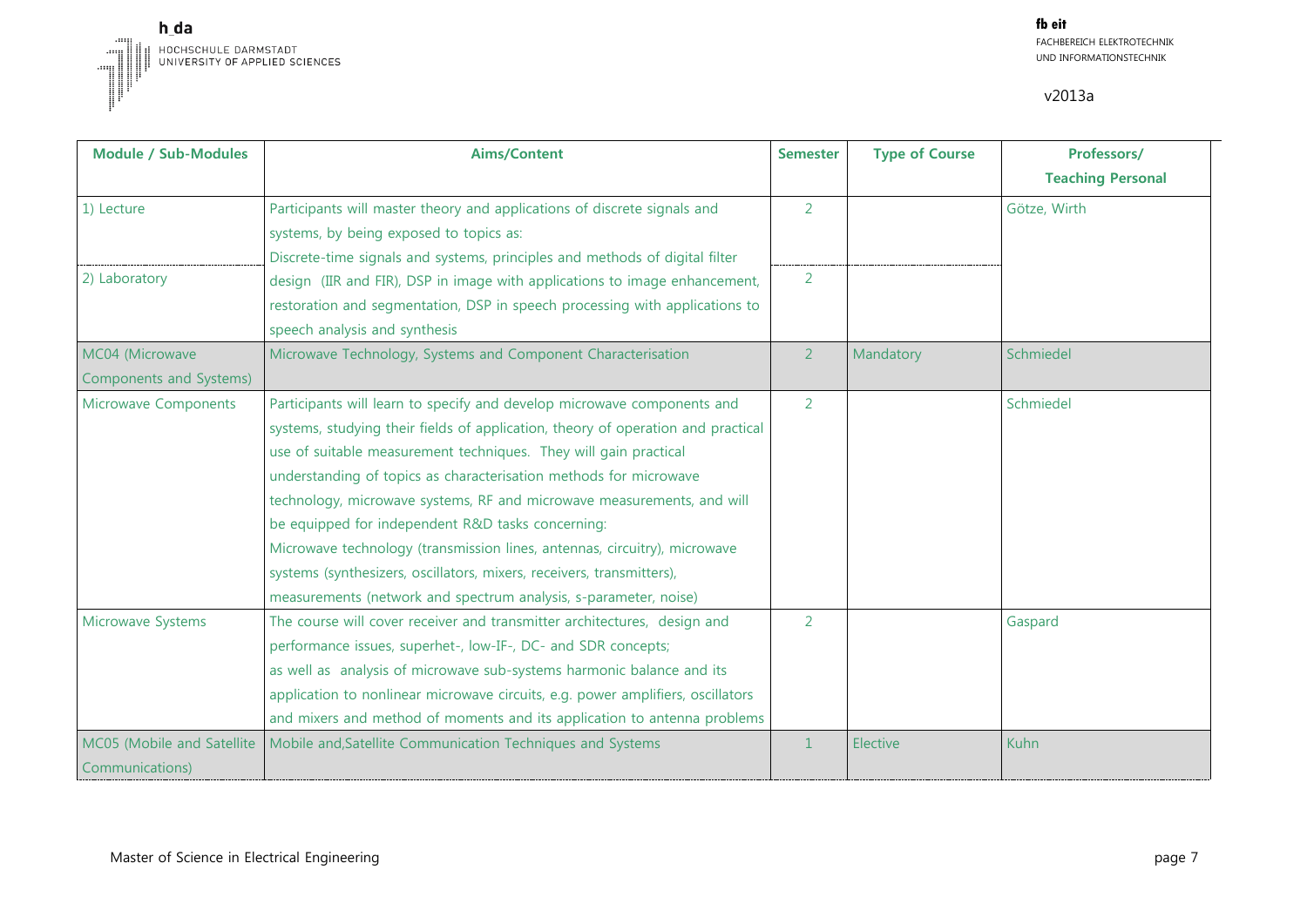| Module / Sub-Modules | Aims/Content | Semester | Type of Course | Professors/ Teaching Personal |
|---|---|---|---|---|
| 1) Lecture | Participants will master theory and applications of discrete signals and systems, by being exposed to topics as: Discrete-time signals and systems, principles and methods of digital filter design (IIR and FIR), DSP in image with applications to image enhancement, restoration and segmentation, DSP in speech processing with applications to speech analysis and synthesis | 2 | | Götze, Wirth |
| 2) Laboratory | | 2 | | |
| MC04 (Microwave Components and Systems) | Microwave Technology, Systems and Component Characterisation | 2 | Mandatory | Schmiedel |
| Microwave Components | Participants will learn to specify and develop microwave components and systems, studying their fields of application, theory of operation and practical use of suitable measurement techniques. They will gain practical understanding of topics as characterisation methods for microwave technology, microwave systems, RF and microwave measurements, and will be equipped for independent R&D tasks concerning: Microwave technology (transmission lines, antennas, circuitry), microwave systems (synthesizers, oscillators, mixers, receivers, transmitters), measurements (network and spectrum analysis, s-parameter, noise) | 2 | | Schmiedel |
| Microwave Systems | The course will cover receiver and transmitter architectures, design and performance issues, superhet-, low-IF-, DC- and SDR concepts; as well as analysis of microwave sub-systems harmonic balance and its application to nonlinear microwave circuits, e.g. power amplifiers, oscillators and mixers and method of moments and its application to antenna problems | 2 | | Gaspard |
| MC05 (Mobile and Satellite Communications) | Mobile and,Satellite Communication Techniques and Systems | 1 | Elective | Kuhn |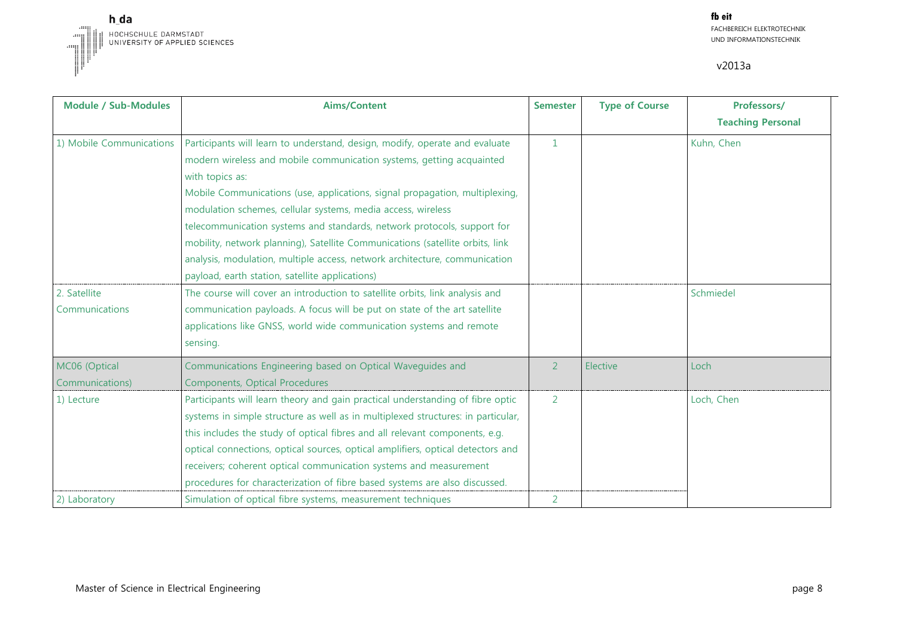| Module / Sub-Modules | Aims/Content | Semester | Type of Course | Professors/ Teaching Personal |
|---|---|---|---|---|
| 1) Mobile Communications | Participants will learn to understand, design, modify, operate and evaluate modern wireless and mobile communication systems, getting acquainted with topics as: Mobile Communications (use, applications, signal propagation, multiplexing, modulation schemes, cellular systems, media access, wireless telecommunication systems and standards, network protocols, support for mobility, network planning), Satellite Communications (satellite orbits, link analysis, modulation, multiple access, network architecture, communication payload, earth station, satellite applications) | 1 | | Kuhn, Chen |
| 2. Satellite Communications | The course will cover an introduction to satellite orbits, link analysis and communication payloads. A focus will be put on state of the art satellite applications like GNSS, world wide communication systems and remote sensing. | | | Schmiedel |
| MC06 (Optical Communications) | Communications Engineering based on Optical Waveguides and Components, Optical Procedures | 2 | Elective | Loch |
| 1) Lecture | Participants will learn theory and gain practical understanding of fibre optic systems in simple structure as well as in multiplexed structures: in particular, this includes the study of optical fibres and all relevant components, e.g. optical connections, optical sources, optical amplifiers, optical detectors and receivers; coherent optical communication systems and measurement procedures for characterization of fibre based systems are also discussed. | 2 | | Loch, Chen |
| 2) Laboratory | Simulation of optical fibre systems, measurement techniques | 2 | | |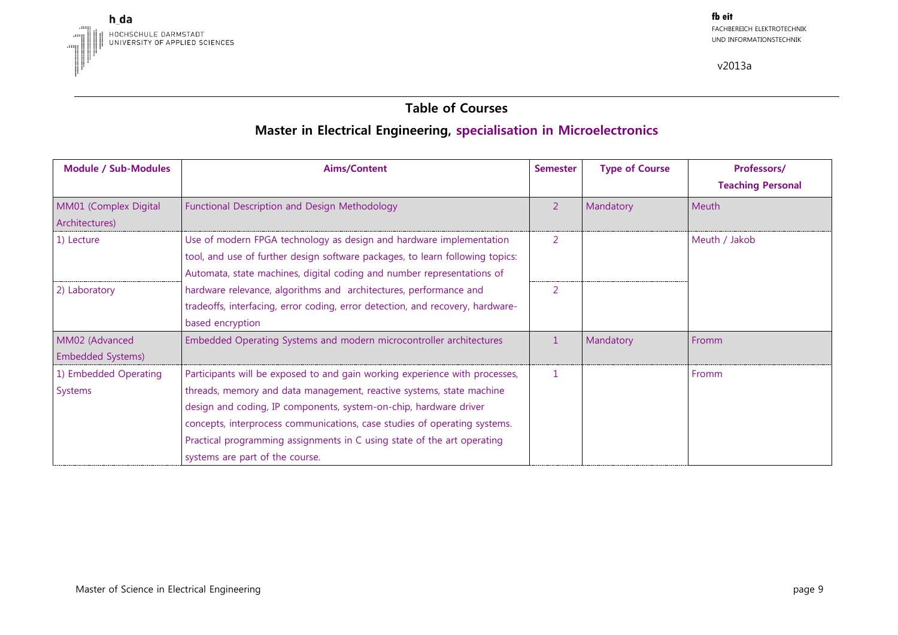## Table of Courses

## Master in Electrical Engineering, specialisation in Microelectronics

| Module / Sub-Modules | Aims/Content | Semester | Type of Course | Professors/ Teaching Personal |
|---|---|---|---|---|
| MM01 (Complex Digital Architectures) | Functional Description and Design Methodology | 2 | Mandatory | Meuth |
| 1) Lecture | Use of modern FPGA technology as design and hardware implementation tool, and use of further design software packages, to learn following topics: Automata, state machines, digital coding and number representations of hardware relevance, algorithms and architectures, performance and tradeoffs, interfacing, error coding, error detection, and recovery, hardware-based encryption | 2 | | Meuth / Jakob |
| 2) Laboratory | | 2 | | |
| MM02 (Advanced Embedded Systems) | Embedded Operating Systems and modern microcontroller architectures | 1 | Mandatory | Fromm |
| 1) Embedded Operating Systems | Participants will be exposed to and gain working experience with processes, threads, memory and data management, reactive systems, state machine design and coding, IP components, system-on-chip, hardware driver concepts, interprocess communications, case studies of operating systems. Practical programming assignments in C using state of the art operating systems are part of the course. | 1 | | Fromm |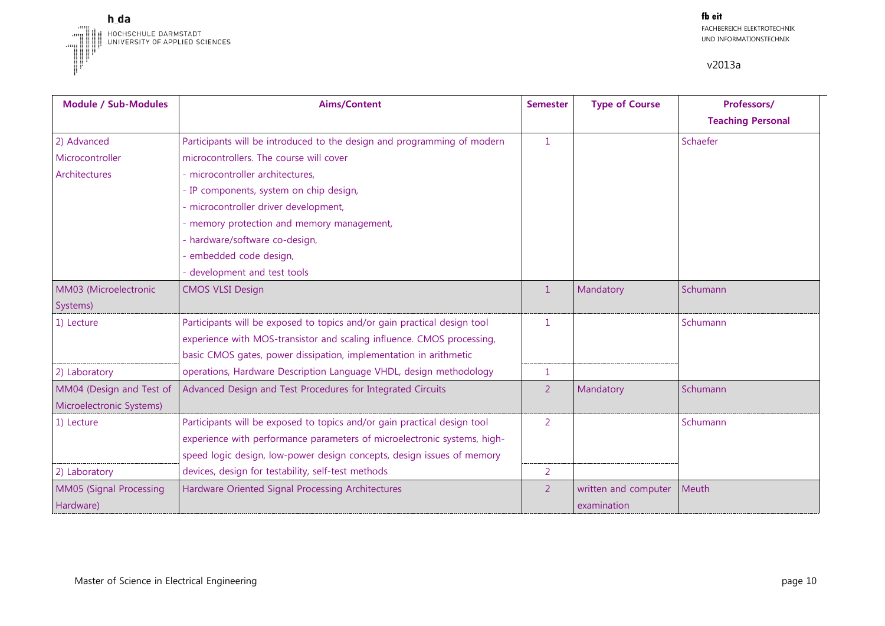| Module / Sub-Modules | Aims/Content | Semester | Type of Course | Professors/ Teaching Personal |
|---|---|---|---|---|
| 2) Advanced Microcontroller Architectures | Participants will be introduced to the design and programming of modern microcontrollers. The course will cover<br>- microcontroller architectures,<br>- IP components, system on chip design,<br>- microcontroller driver development,<br>- memory protection and memory management,<br>- hardware/software co-design,<br>- embedded code design,<br>- development and test tools | 1 | | Schaefer |
| MM03 (Microelectronic Systems) | CMOS VLSI Design | 1 | Mandatory | Schumann |
| 1) Lecture | Participants will be exposed to topics and/or gain practical design tool experience with MOS-transistor and scaling influence. CMOS processing, basic CMOS gates, power dissipation, implementation in arithmetic operations, Hardware Description Language VHDL, design methodology | 1 | | Schumann |
| 2) Laboratory | | 1 | | |
| MM04 (Design and Test of Microelectronic Systems) | Advanced Design and Test Procedures for Integrated Circuits | 2 | Mandatory | Schumann |
| 1) Lecture | Participants will be exposed to topics and/or gain practical design tool experience with performance parameters of microelectronic systems, high-speed logic design, low-power design concepts, design issues of memory devices, design for testability, self-test methods | 2 | | Schumann |
| 2) Laboratory | | 2 | | |
| MM05 (Signal Processing Hardware) | Hardware Oriented Signal Processing Architectures | 2 | written and computer examination | Meuth |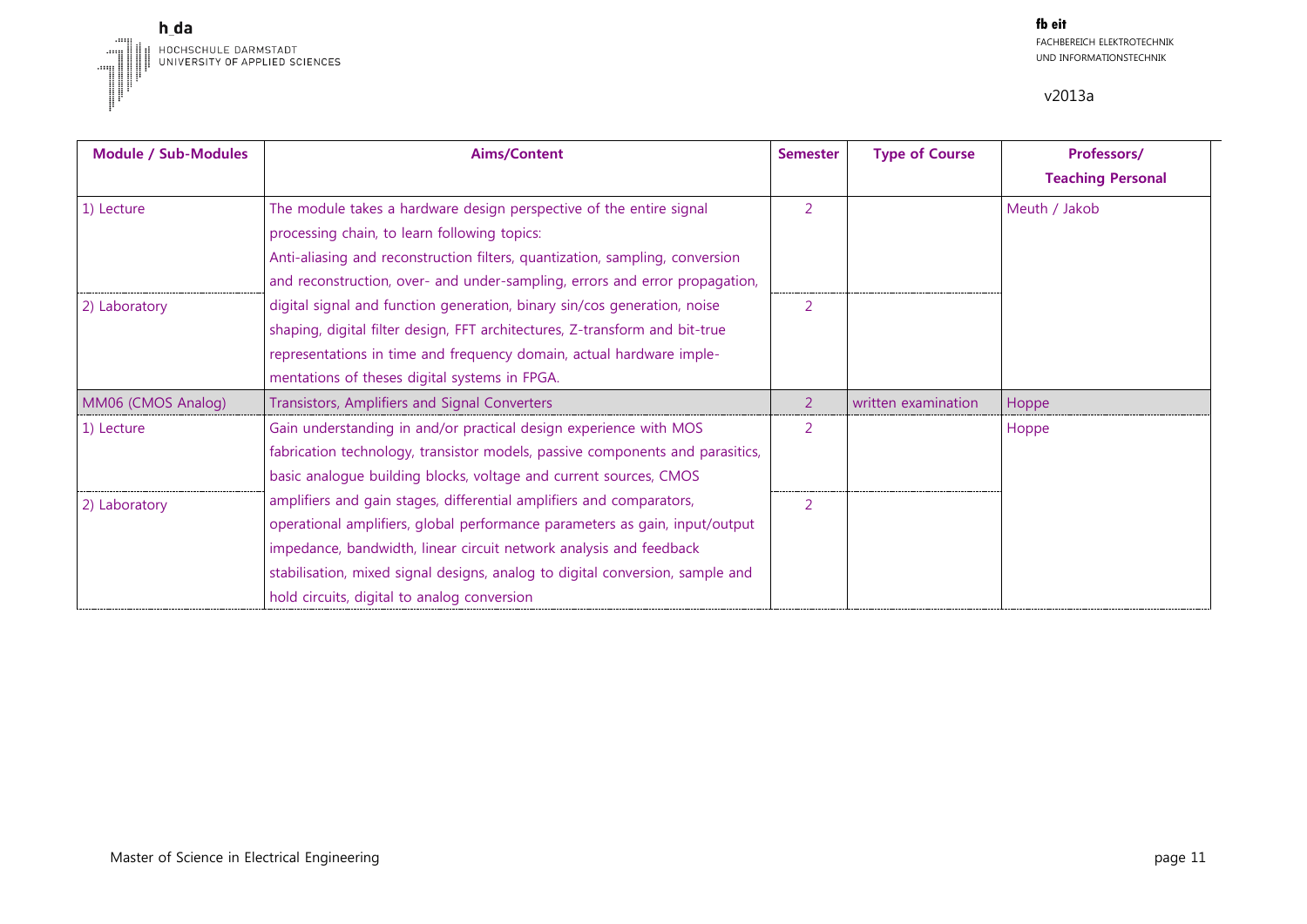| Module / Sub-Modules | Aims/Content | Semester | Type of Course | Professors/ Teaching Personal |
|---|---|---|---|---|
| 1) Lecture | The module takes a hardware design perspective of the entire signal processing chain, to learn following topics: Anti-aliasing and reconstruction filters, quantization, sampling, conversion and reconstruction, over- and under-sampling, errors and error propagation, | 2 | | Meuth / Jakob |
| 2) Laboratory | digital signal and function generation, binary sin/cos generation, noise shaping, digital filter design, FFT architectures, Z-transform and bit-true representations in time and frequency domain, actual hardware imple-mentations of theses digital systems in FPGA. | 2 | | |
| MM06 (CMOS Analog) | Transistors, Amplifiers and Signal Converters | 2 | written examination | Hoppe |
| 1) Lecture | Gain understanding in and/or practical design experience with MOS fabrication technology, transistor models, passive components and parasitics, basic analogue building blocks, voltage and current sources, CMOS | 2 | | Hoppe |
| 2) Laboratory | amplifiers and gain stages, differential amplifiers and comparators, operational amplifiers, global performance parameters as gain, input/output impedance, bandwidth, linear circuit network analysis and feedback stabilisation, mixed signal designs, analog to digital conversion, sample and hold circuits, digital to analog conversion | 2 | | |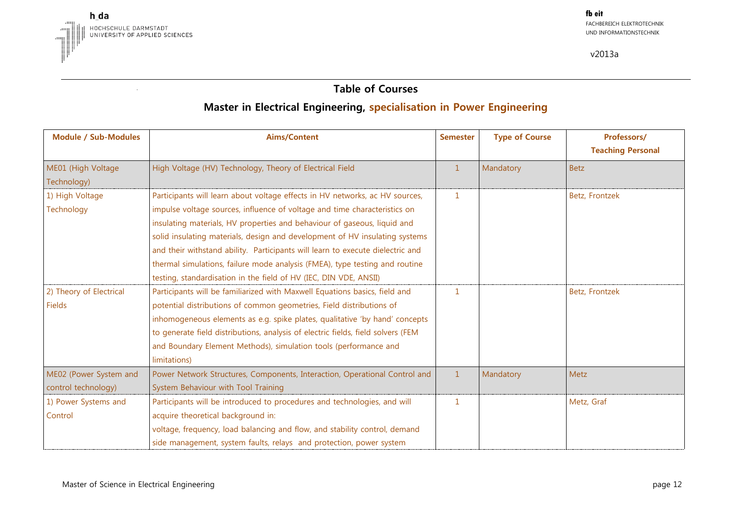## Table of Courses

## Master in Electrical Engineering, specialisation in Power Engineering

| Module / Sub-Modules | Aims/Content | Semester | Type of Course | Professors/ Teaching Personal |
|---|---|---|---|---|
| ME01 (High Voltage Technology) | High Voltage (HV) Technology, Theory of Electrical Field | 1 | Mandatory | Betz |
| 1) High Voltage Technology | Participants will learn about voltage effects in HV networks, ac HV sources, impulse voltage sources, influence of voltage and time characteristics on insulating materials, HV properties and behaviour of gaseous, liquid and solid insulating materials, design and development of HV insulating systems and their withstand ability. Participants will learn to execute dielectric and thermal simulations, failure mode analysis (FMEA), type testing and routine testing, standardisation in the field of HV (IEC, DIN VDE, ANSII) | 1 | | Betz, Frontzek |
| 2) Theory of Electrical Fields | Participants will be familiarized with Maxwell Equations basics, field and potential distributions of common geometries, Field distributions of inhomogeneous elements as e.g. spike plates, qualitative 'by hand' concepts to generate field distributions, analysis of electric fields, field solvers (FEM and Boundary Element Methods), simulation tools (performance and limitations) | 1 | | Betz, Frontzek |
| ME02 (Power System and control technology) | Power Network Structures, Components, Interaction, Operational Control and System Behaviour with Tool Training | 1 | Mandatory | Metz |
| 1) Power Systems and Control | Participants will be introduced to procedures and technologies, and will acquire theoretical background in: voltage, frequency, load balancing and flow, and stability control, demand side management, system faults, relays and protection, power system | 1 | | Metz, Graf |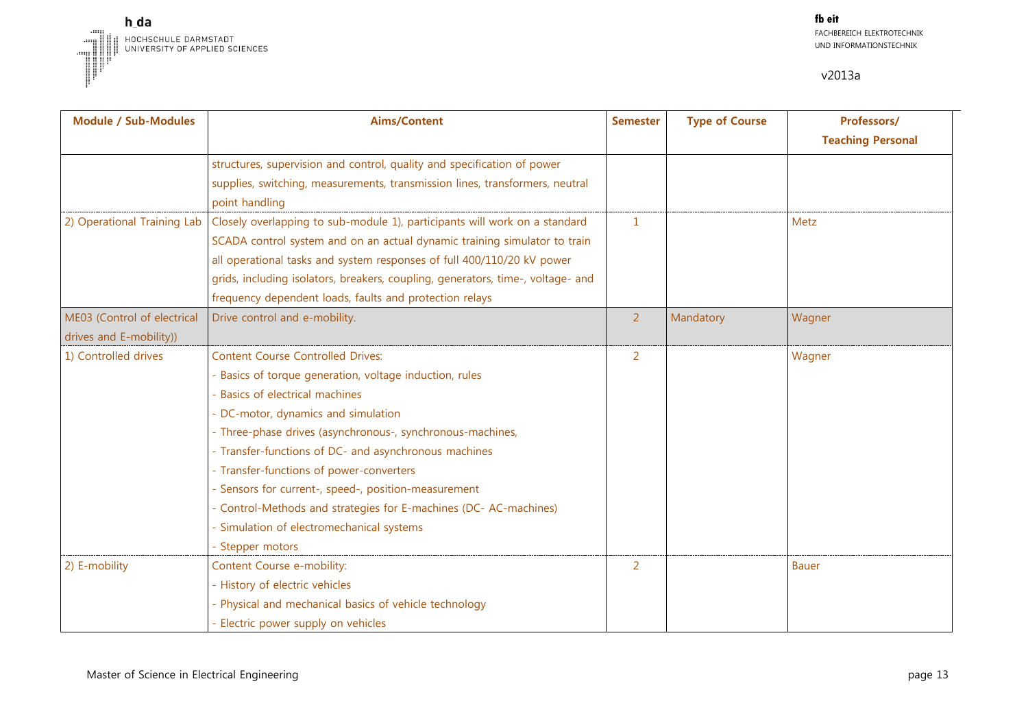| Module / Sub-Modules | Aims/Content | Semester | Type of Course | Professors/ Teaching Personal |
|---|---|---|---|---|
| | structures, supervision and control, quality and specification of power supplies, switching, measurements, transmission lines, transformers, neutral point handling | | | |
| 2) Operational Training Lab | Closely overlapping to sub-module 1), participants will work on a standard SCADA control system and on an actual dynamic training simulator to train all operational tasks and system responses of full 400/110/20 kV power grids, including isolators, breakers, coupling, generators, time-, voltage- and frequency dependent loads, faults and protection relays | 1 | | Metz |
| ME03 (Control of electrical drives and E-mobility)) | Drive control and e-mobility. | 2 | Mandatory | Wagner |
| 1) Controlled drives | Content Course Controlled Drives:<br>- Basics of torque generation, voltage induction, rules<br>- Basics of electrical machines<br>- DC-motor, dynamics and simulation<br>- Three-phase drives (asynchronous-, synchronous-machines,<br>- Transfer-functions of DC- and asynchronous machines<br>- Transfer-functions of power-converters<br>- Sensors for current-, speed-, position-measurement<br>- Control-Methods and strategies for E-machines (DC- AC-machines)<br>- Simulation of electromechanical systems<br>- Stepper motors | 2 | | Wagner |
| 2) E-mobility | Content Course e-mobility:<br>- History of electric vehicles<br>- Physical and mechanical basics of vehicle technology<br>- Electric power supply on vehicles | 2 | | Bauer |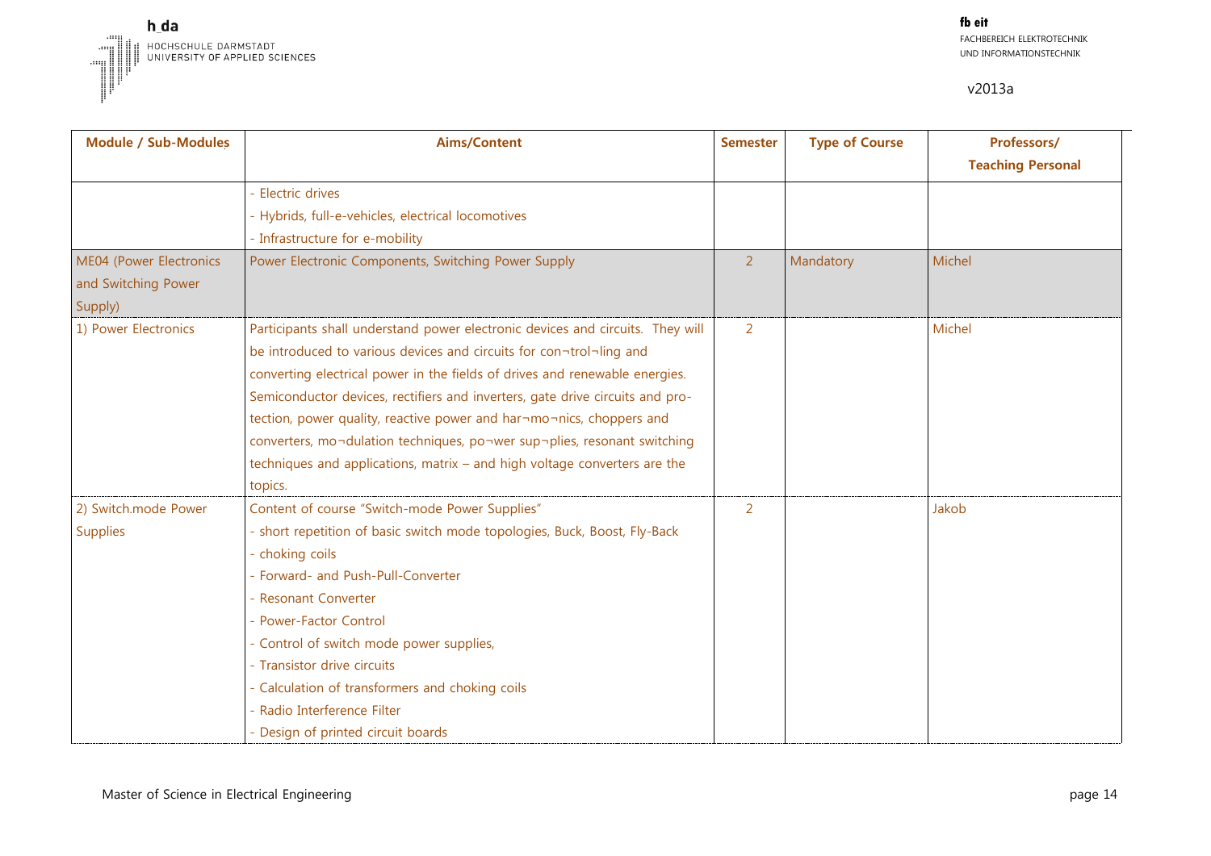| Module / Sub-Modules | Aims/Content | Semester | Type of Course | Professors/ Teaching Personal |
|---|---|---|---|---|
| | - Electric drives<br>- Hybrids, full-e-vehicles, electrical locomotives<br>- Infrastructure for e-mobility | | | |
| ME04 (Power Electronics and Switching Power Supply) | Power Electronic Components, Switching Power Supply | 2 | Mandatory | Michel |
| 1) Power Electronics | Participants shall understand power electronic devices and circuits. They will be introduced to various devices and circuits for con¬trol¬ling and converting electrical power in the fields of drives and renewable energies. Semiconductor devices, rectifiers and inverters, gate drive circuits and pro-tection, power quality, reactive power and har¬mo¬nics, choppers and converters, mo¬dulation techniques, po¬wer sup¬plies, resonant switching techniques and applications, matrix – and high voltage converters are the topics. | 2 | | Michel |
| 2) Switch.mode Power Supplies | Content of course "Switch-mode Power Supplies"<br>- short repetition of basic switch mode topologies, Buck, Boost, Fly-Back<br>- choking coils<br>- Forward- and Push-Pull-Converter<br>- Resonant Converter<br>- Power-Factor Control<br>- Control of switch mode power supplies,<br>- Transistor drive circuits<br>- Calculation of transformers and choking coils<br>- Radio Interference Filter<br>- Design of printed circuit boards | 2 | | Jakob |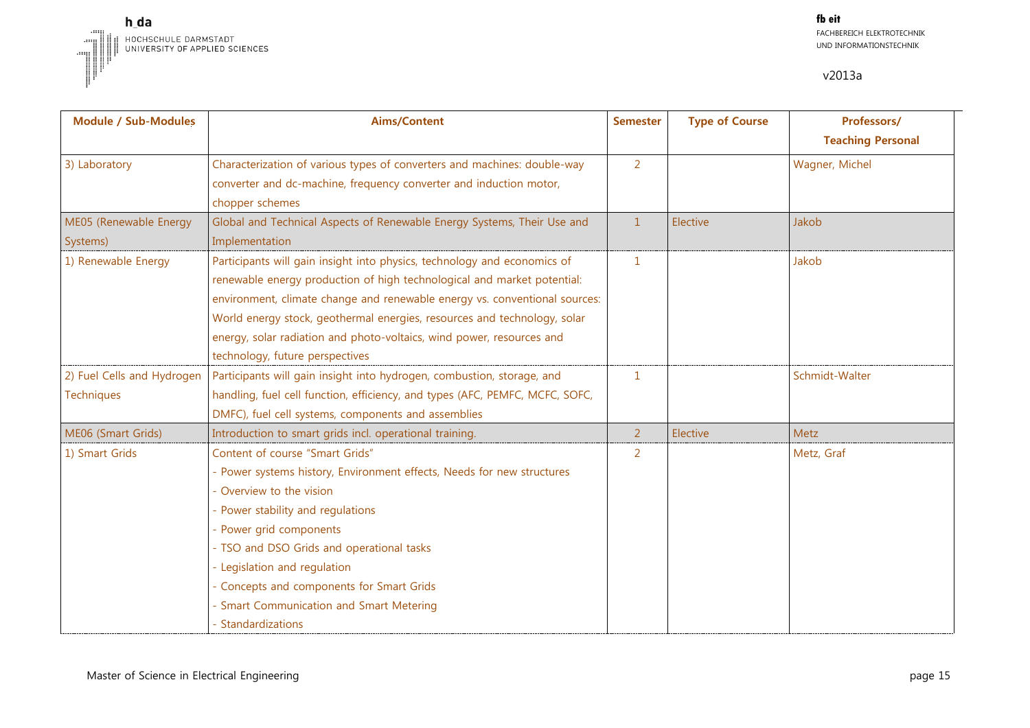| Module / Sub-Modules | Aims/Content | Semester | Type of Course | Professors/ Teaching Personal |
|---|---|---|---|---|
| 3) Laboratory | Characterization of various types of converters and machines: double-way converter and dc-machine, frequency converter and induction motor, chopper schemes | 2 | | Wagner, Michel |
| ME05 (Renewable Energy Systems) | Global and Technical Aspects of Renewable Energy Systems, Their Use and Implementation | 1 | Elective | Jakob |
| 1) Renewable Energy | Participants will gain insight into physics, technology and economics of renewable energy production of high technological and market potential: environment, climate change and renewable energy vs. conventional sources: World energy stock, geothermal energies, resources and technology, solar energy, solar radiation and photo-voltaics, wind power, resources and technology, future perspectives | 1 | | Jakob |
| 2) Fuel Cells and Hydrogen Techniques | Participants will gain insight into hydrogen, combustion, storage, and handling, fuel cell function, efficiency, and types (AFC, PEMFC, MCFC, SOFC, DMFC), fuel cell systems, components and assemblies | 1 | | Schmidt-Walter |
| ME06 (Smart Grids) | Introduction to smart grids incl. operational training. | 2 | Elective | Metz |
| 1) Smart Grids | Content of course "Smart Grids"<br>- Power systems history, Environment effects, Needs for new structures<br>- Overview to the vision<br>- Power stability and regulations<br>- Power grid components<br>- TSO and DSO Grids and operational tasks<br>- Legislation and regulation<br>- Concepts and components for Smart Grids<br>- Smart Communication and Smart Metering<br>- Standardizations | 2 | | Metz, Graf |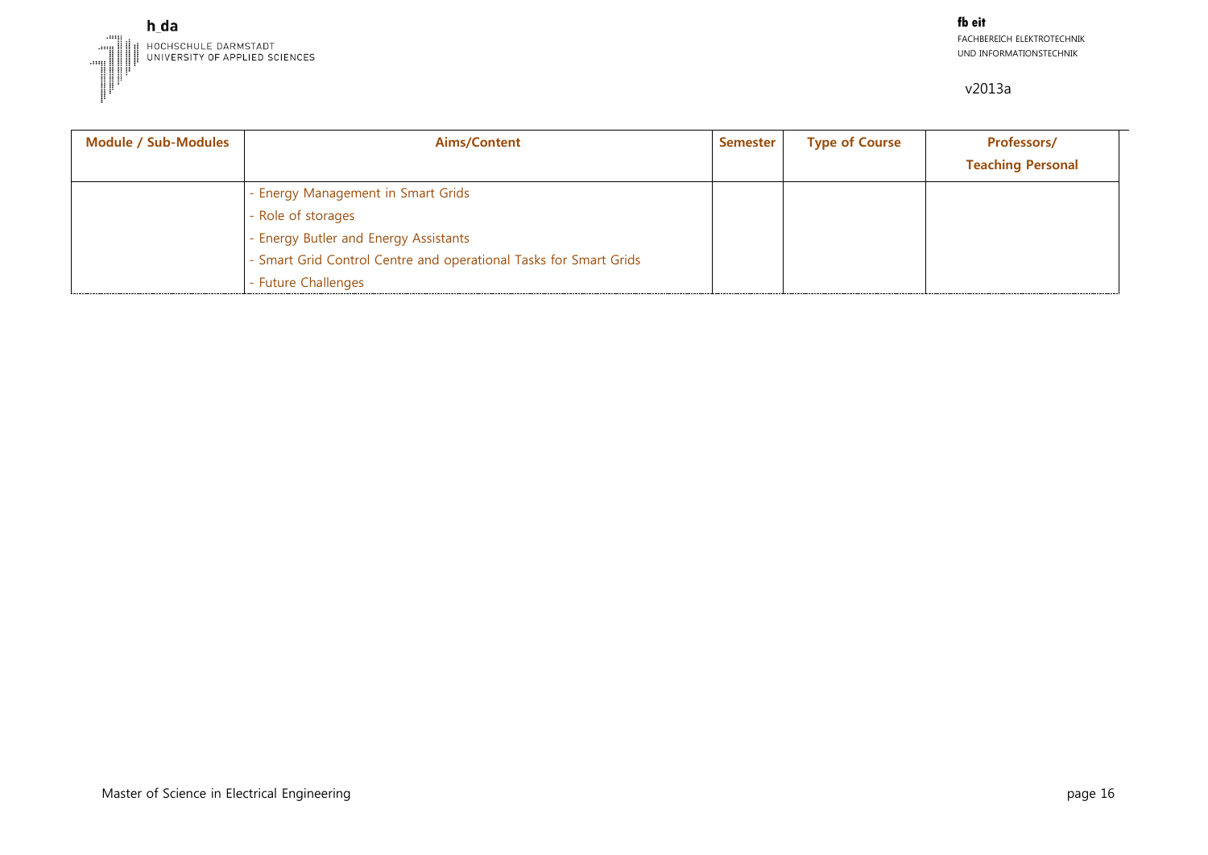| Module / Sub-Modules | Aims/Content | Semester | Type of Course | Professors/ Teaching Personal |
|---|---|---|---|---|
| | - Energy Management in Smart Grids<br>- Role of storages<br>- Energy Butler and Energy Assistants<br>- Smart Grid Control Centre and operational Tasks for Smart Grids<br>- Future Challenges | | | |